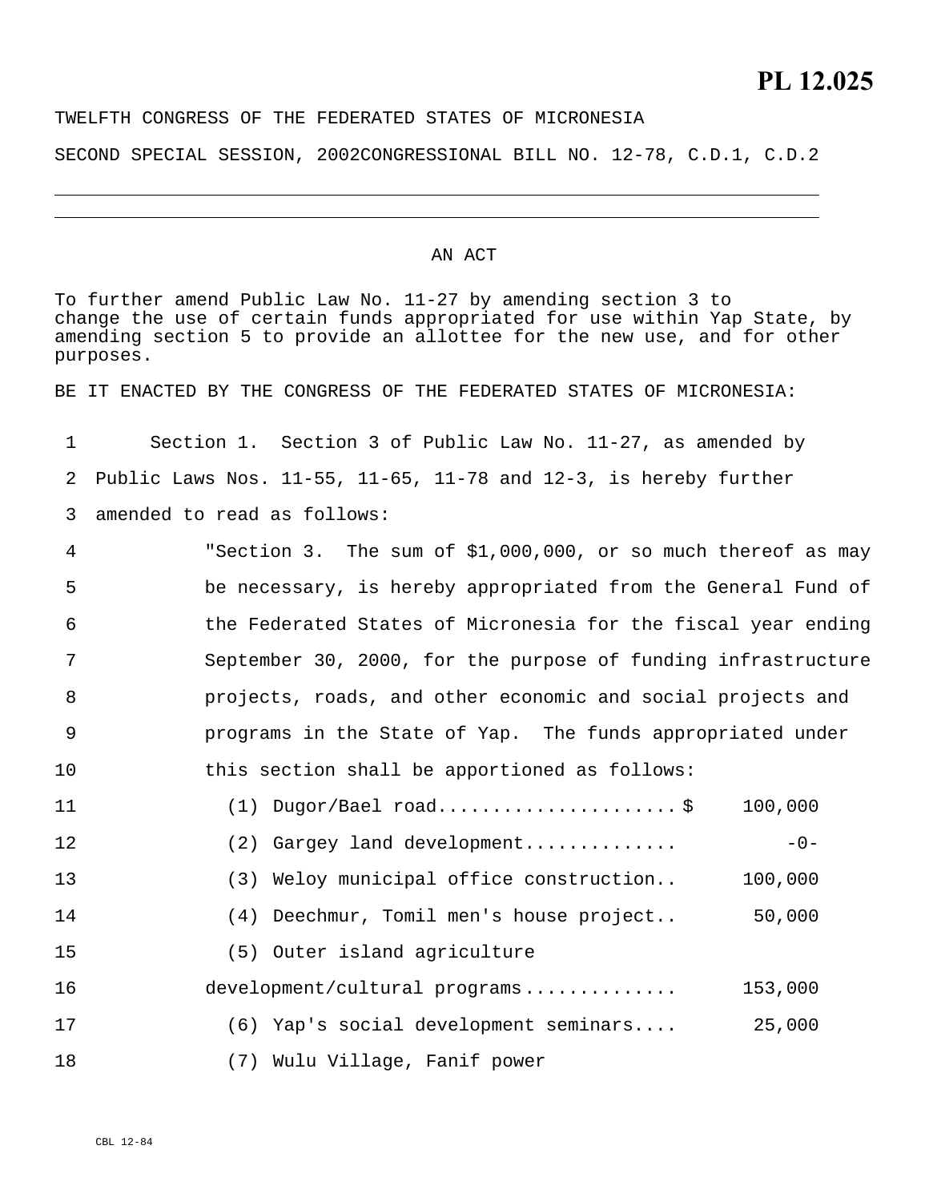**PL 12.025**

TWELFTH CONGRESS OF THE FEDERATED STATES OF MICRONESIA

SECOND SPECIAL SESSION, 2002 CONGRESSIONAL BILL NO. 12-78, C.D.1, C.D.2

---

AN ACT

To further amend Public Law No. 11-27 by amending section 3 to change the use of certain funds appropriated for use within Yap State, by amending section 5 to provide an allottee for the new use, and for other purposes.

BE IT ENACTED BY THE CONGRESS OF THE FEDERATED STATES OF MICRONESIA:

1 Section 1. Section 3 of Public Law No. 11-27, as amended by
2 Public Laws Nos. 11-55, 11-65, 11-78 and 12-3, is hereby further
3 amended to read as follows:
4 "Section 3. The sum of $1,000,000, or so much thereof as may
5 be necessary, is hereby appropriated from the General Fund of
6 the Federated States of Micronesia for the fiscal year ending
7 September 30, 2000, for the purpose of funding infrastructure
8 projects, roads, and other economic and social projects and
9 programs in the State of Yap. The funds appropriated under
10 this section shall be apportioned as follows:
11 (1) Dugor/Bael road...................... $ 100,000
12 (2) Gargey land development............. -0-
13 (3) Weloy municipal office construction.. 100,000
14 (4) Deechmur, Tomil men's house project.. 50,000
15 (5) Outer island agriculture
16 development/cultural programs.............. 153,000
17 (6) Yap's social development seminars.... 25,000
18 (7) Wulu Village, Fanif power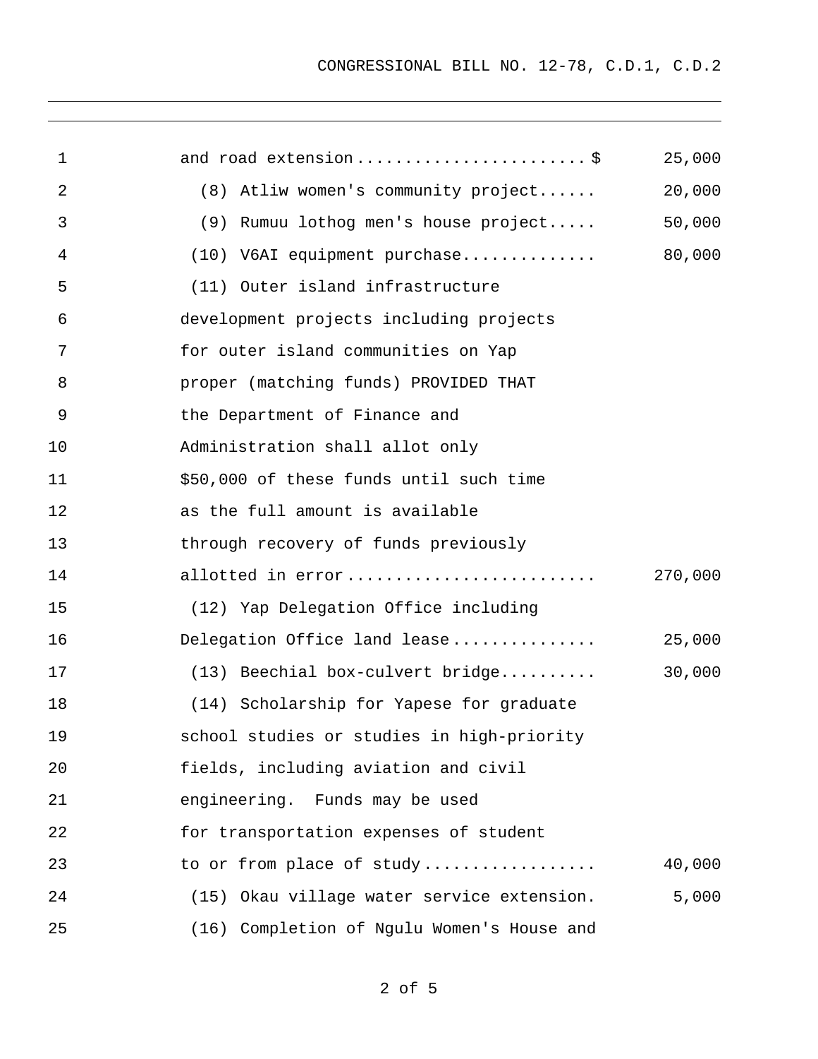| | |
|---|---:|
| and road extension........................$ | 25,000 |
| (8) Atliw women's community project...... | 20,000 |
| (9) Rumuu lothog men's house project..... | 50,000 |
| (10) V6AI equipment purchase............. | 80,000 |
| (11) Outer island infrastructure development projects including projects for outer island communities on Yap proper (matching funds) PROVIDED THAT the Department of Finance and Administration shall allot only $50,000 of these funds until such time as the full amount is available through recovery of funds previously allotted in error......................... | 270,000 |
| (12) Yap Delegation Office including Delegation Office land lease.............. | 25,000 |
| (13) Beechial box-culvert bridge.......... | 30,000 |
| (14) Scholarship for Yapese for graduate school studies or studies in high-priority fields, including aviation and civil engineering. Funds may be used for transportation expenses of student to or from place of study................. | 40,000 |
| (15) Okau village water service extension. | 5,000 |
| (16) Completion of Ngulu Women's House and | |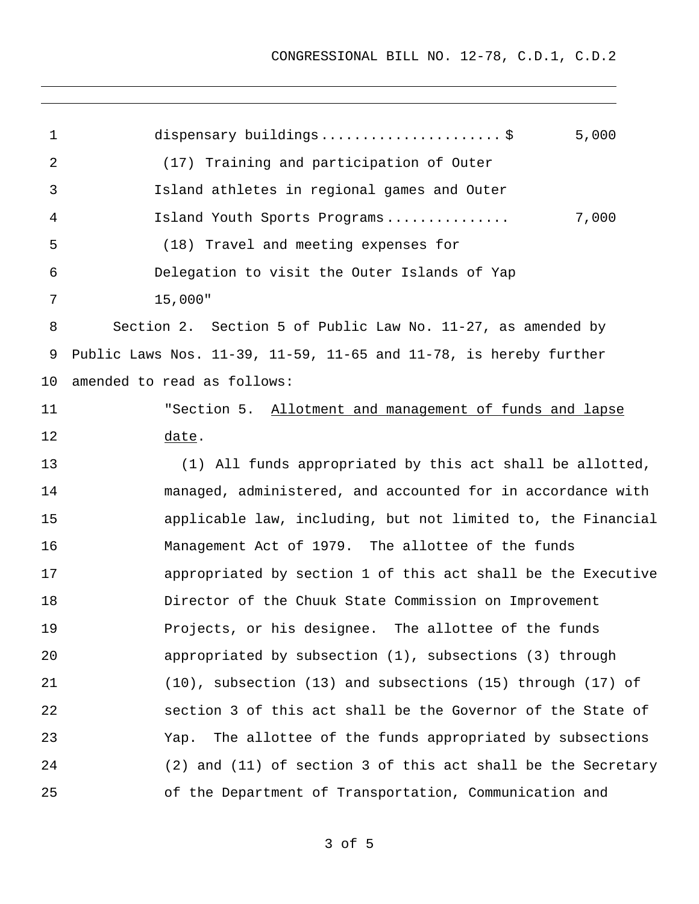dispensary buildings ..................... $ 5,000

(17) Training and participation of Outer Island athletes in regional games and Outer Island Youth Sports Programs ............... 7,000

(18) Travel and meeting expenses for Delegation to visit the Outer Islands of Yap 15,000"

Section 2. Section 5 of Public Law No. 11-27, as amended by Public Laws Nos. 11-39, 11-59, 11-65 and 11-78, is hereby further amended to read as follows:

"Section 5. Allotment and management of funds and lapse date.

(1) All funds appropriated by this act shall be allotted, managed, administered, and accounted for in accordance with applicable law, including, but not limited to, the Financial Management Act of 1979. The allottee of the funds appropriated by section 1 of this act shall be the Executive Director of the Chuuk State Commission on Improvement Projects, or his designee. The allottee of the funds appropriated by subsection (1), subsections (3) through (10), subsection (13) and subsections (15) through (17) of section 3 of this act shall be the Governor of the State of Yap. The allottee of the funds appropriated by subsections (2) and (11) of section 3 of this act shall be the Secretary of the Department of Transportation, Communication and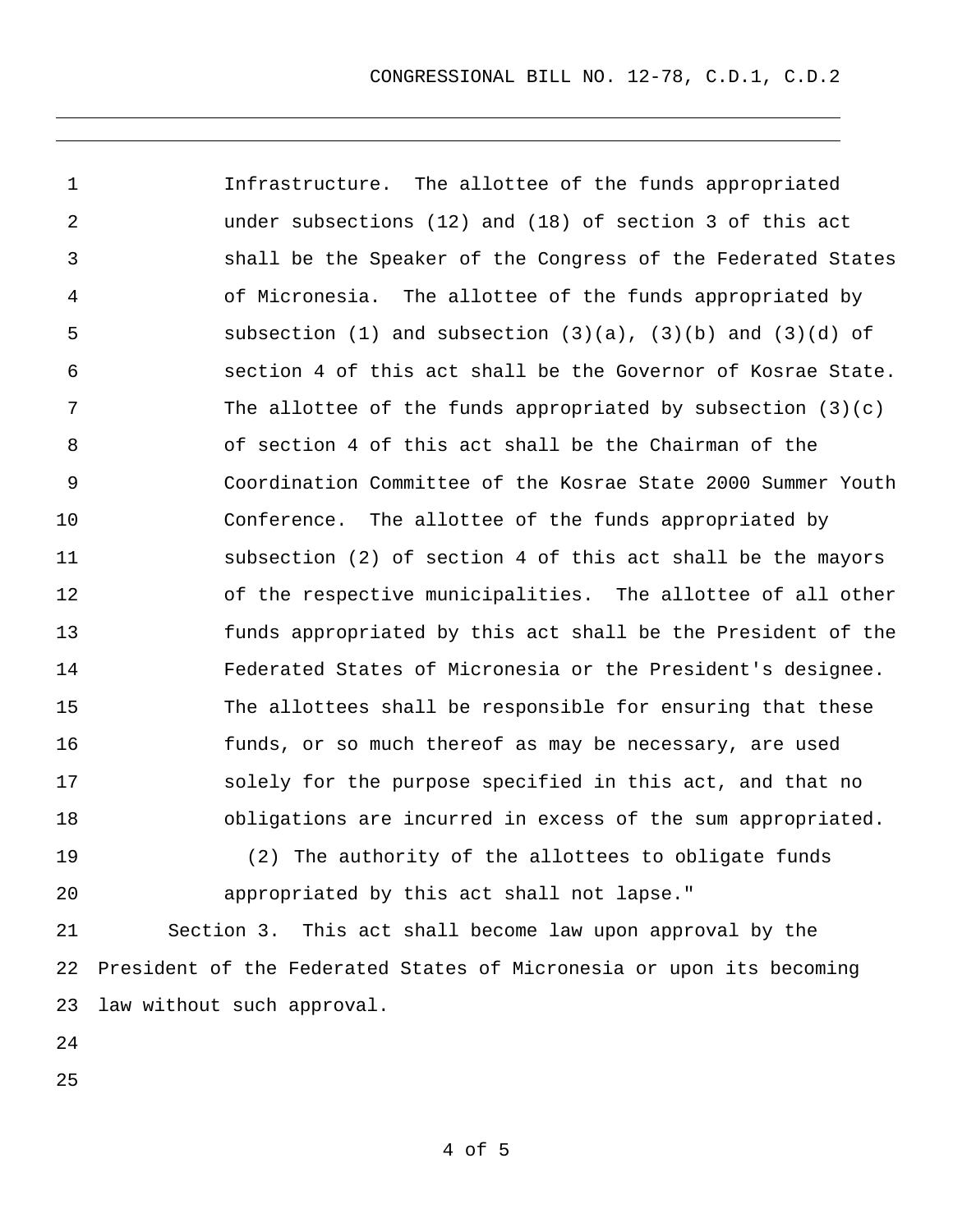Infrastructure. The allottee of the funds appropriated under subsections (12) and (18) of section 3 of this act shall be the Speaker of the Congress of the Federated States of Micronesia. The allottee of the funds appropriated by subsection (1) and subsection (3)(a), (3)(b) and (3)(d) of section 4 of this act shall be the Governor of Kosrae State. The allottee of the funds appropriated by subsection (3)(c) of section 4 of this act shall be the Chairman of the Coordination Committee of the Kosrae State 2000 Summer Youth Conference. The allottee of the funds appropriated by subsection (2) of section 4 of this act shall be the mayors of the respective municipalities. The allottee of all other funds appropriated by this act shall be the President of the Federated States of Micronesia or the President's designee. The allottees shall be responsible for ensuring that these funds, or so much thereof as may be necessary, are used solely for the purpose specified in this act, and that no obligations are incurred in excess of the sum appropriated.

(2) The authority of the allottees to obligate funds appropriated by this act shall not lapse."

Section 3. This act shall become law upon approval by the President of the Federated States of Micronesia or upon its becoming law without such approval.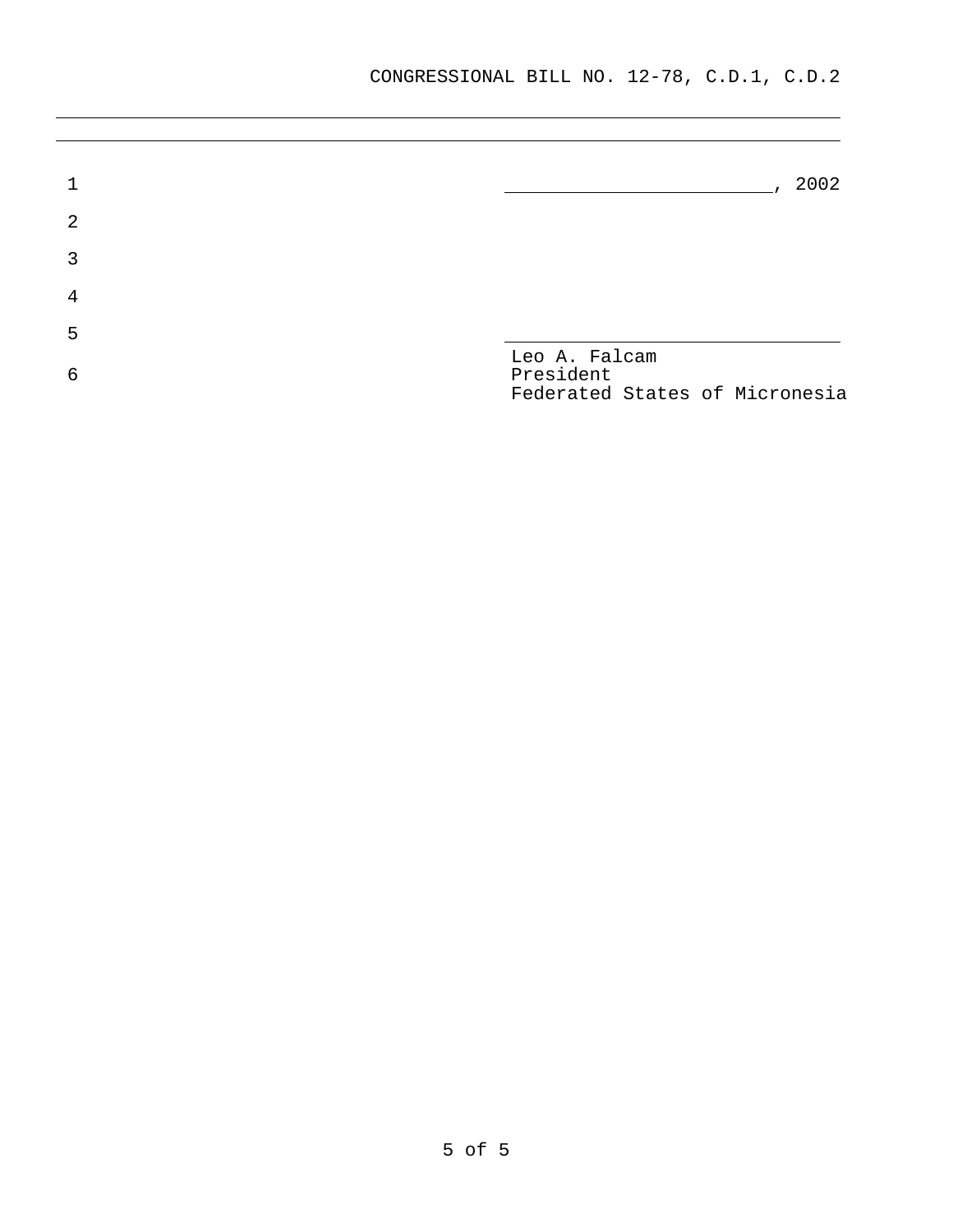________________________, 2002

________________________________
Leo A. Falcam
President
Federated States of Micronesia